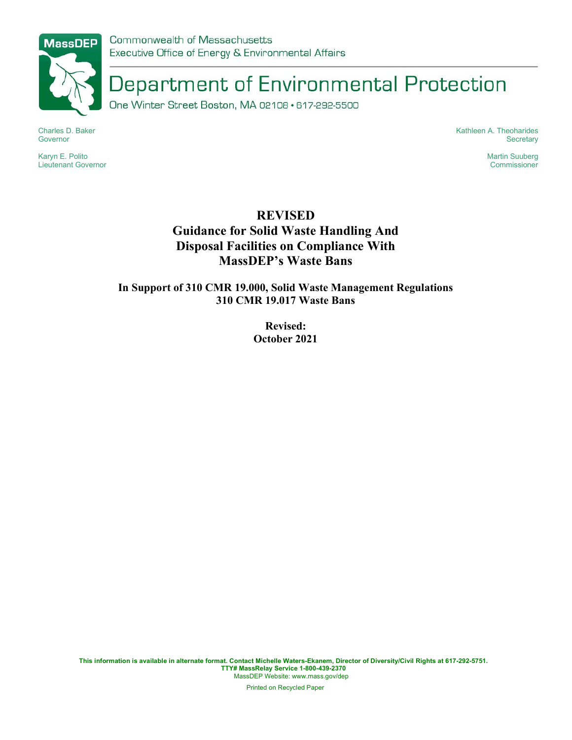MassDEP

Commonwealth of Massachusetts
Executive Office of Energy & Environmental Affairs

# Department of Environmental Protection

One Winter Street Boston, MA 02108 • 617-292-5500

Charles D. Baker
Governor

Karyn E. Polito
Lieutenant Governor

Kathleen A. Theoharides
Secretary

Martin Suuberg
Commissioner

# REVISED
# Guidance for Solid Waste Handling And Disposal Facilities on Compliance With MassDEP's Waste Bans

## In Support of 310 CMR 19.000, Solid Waste Management Regulations
## 310 CMR 19.017 Waste Bans

**Revised:**
**October 2021**

**This information is available in alternate format. Contact Michelle Waters-Ekanem, Director of Diversity/Civil Rights at 617-292-5751.**
**TTY# MassRelay Service 1-800-439-2370**
MassDEP Website: www.mass.gov/dep

Printed on Recycled Paper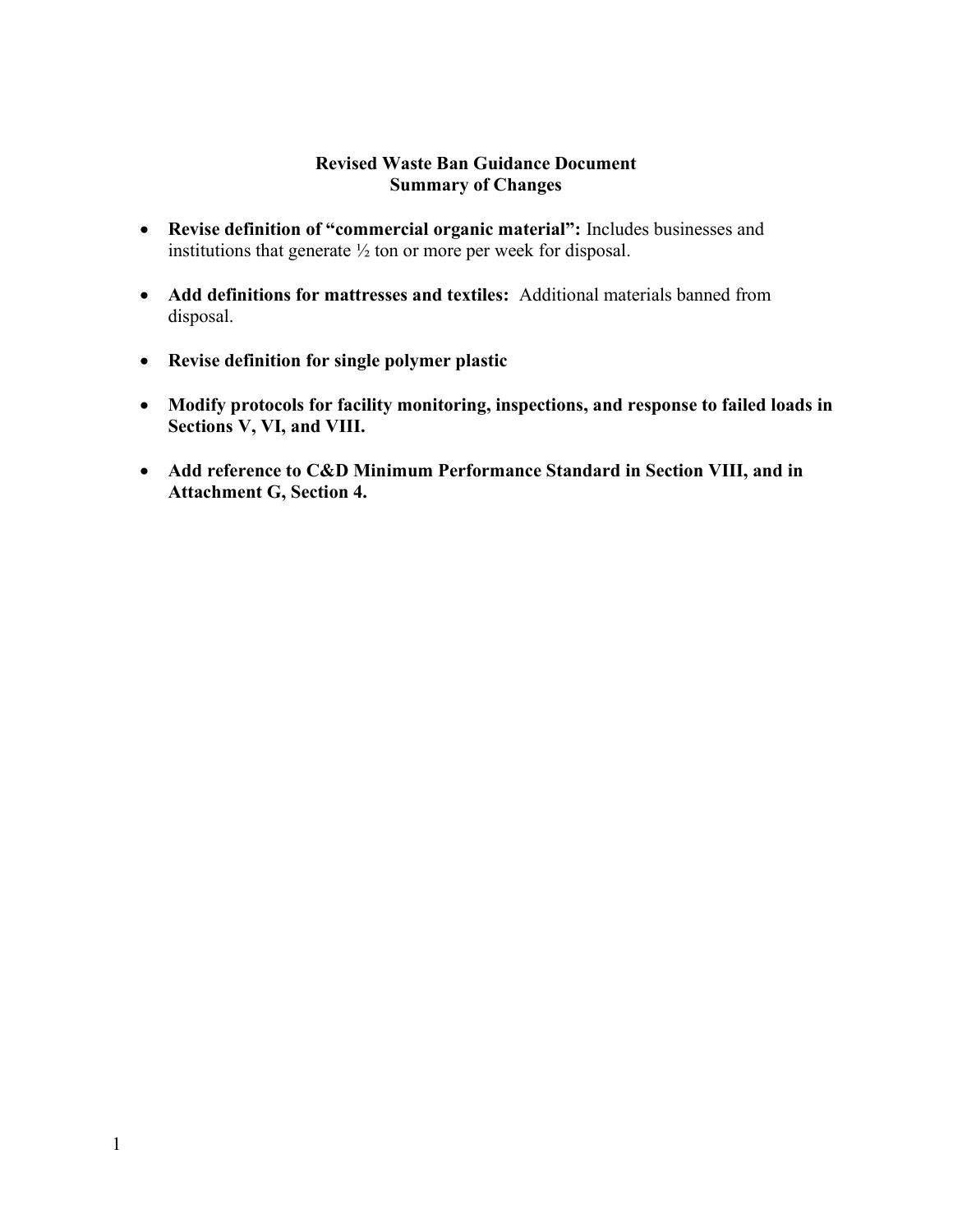**Revised Waste Ban Guidance Document**
**Summary of Changes**

- **Revise definition of "commercial organic material":** Includes businesses and institutions that generate ½ ton or more per week for disposal.
- **Add definitions for mattresses and textiles:** Additional materials banned from disposal.
- **Revise definition for single polymer plastic**
- **Modify protocols for facility monitoring, inspections, and response to failed loads in Sections V, VI, and VIII.**
- **Add reference to C&D Minimum Performance Standard in Section VIII, and in Attachment G, Section 4.**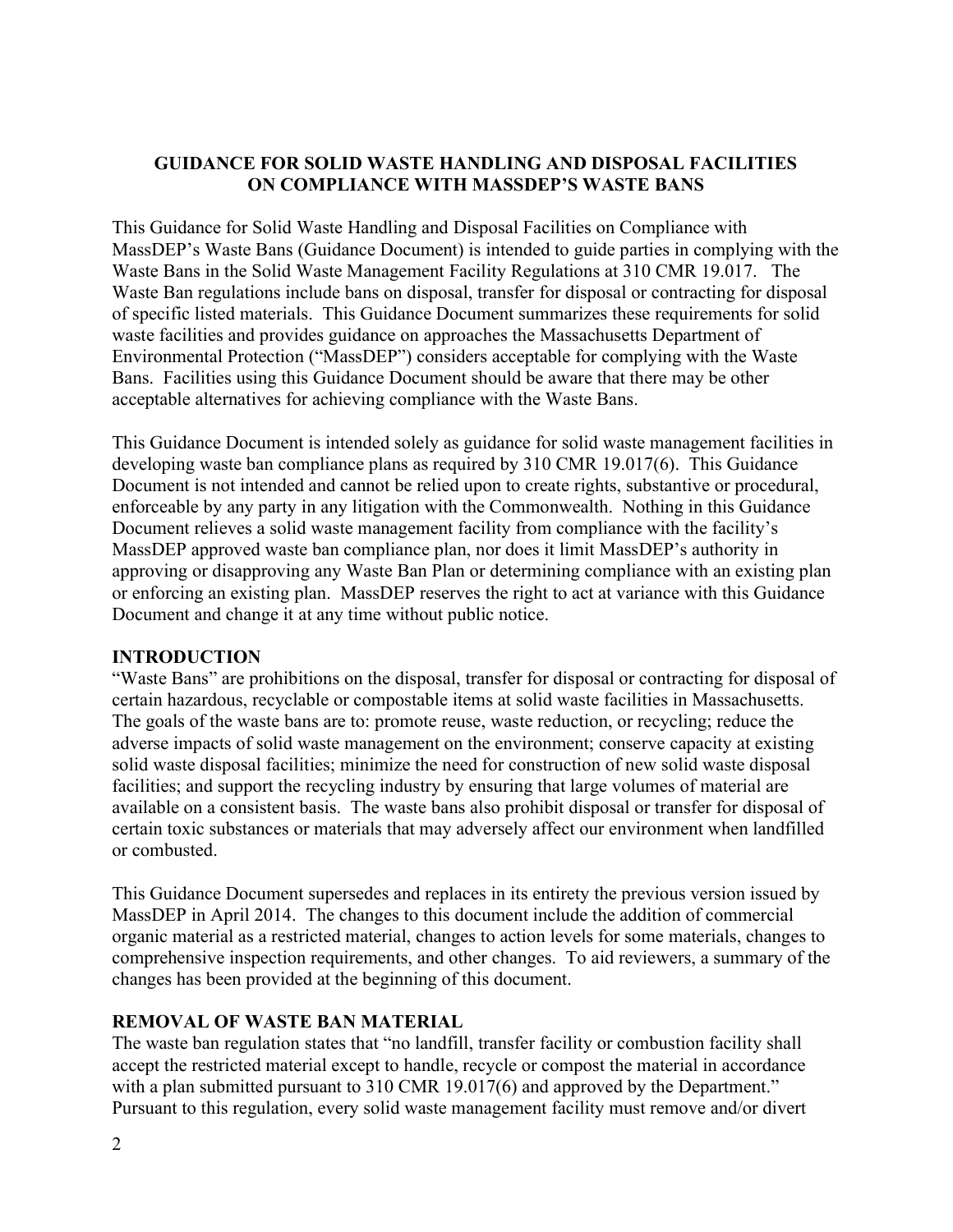## GUIDANCE FOR SOLID WASTE HANDLING AND DISPOSAL FACILITIES ON COMPLIANCE WITH MASSDEP'S WASTE BANS

This Guidance for Solid Waste Handling and Disposal Facilities on Compliance with MassDEP's Waste Bans (Guidance Document) is intended to guide parties in complying with the Waste Bans in the Solid Waste Management Facility Regulations at 310 CMR 19.017. The Waste Ban regulations include bans on disposal, transfer for disposal or contracting for disposal of specific listed materials. This Guidance Document summarizes these requirements for solid waste facilities and provides guidance on approaches the Massachusetts Department of Environmental Protection ("MassDEP") considers acceptable for complying with the Waste Bans. Facilities using this Guidance Document should be aware that there may be other acceptable alternatives for achieving compliance with the Waste Bans.

This Guidance Document is intended solely as guidance for solid waste management facilities in developing waste ban compliance plans as required by 310 CMR 19.017(6). This Guidance Document is not intended and cannot be relied upon to create rights, substantive or procedural, enforceable by any party in any litigation with the Commonwealth. Nothing in this Guidance Document relieves a solid waste management facility from compliance with the facility's MassDEP approved waste ban compliance plan, nor does it limit MassDEP's authority in approving or disapproving any Waste Ban Plan or determining compliance with an existing plan or enforcing an existing plan. MassDEP reserves the right to act at variance with this Guidance Document and change it at any time without public notice.

### INTRODUCTION

"Waste Bans" are prohibitions on the disposal, transfer for disposal or contracting for disposal of certain hazardous, recyclable or compostable items at solid waste facilities in Massachusetts. The goals of the waste bans are to: promote reuse, waste reduction, or recycling; reduce the adverse impacts of solid waste management on the environment; conserve capacity at existing solid waste disposal facilities; minimize the need for construction of new solid waste disposal facilities; and support the recycling industry by ensuring that large volumes of material are available on a consistent basis. The waste bans also prohibit disposal or transfer for disposal of certain toxic substances or materials that may adversely affect our environment when landfilled or combusted.

This Guidance Document supersedes and replaces in its entirety the previous version issued by MassDEP in April 2014. The changes to this document include the addition of commercial organic material as a restricted material, changes to action levels for some materials, changes to comprehensive inspection requirements, and other changes. To aid reviewers, a summary of the changes has been provided at the beginning of this document.

### REMOVAL OF WASTE BAN MATERIAL

The waste ban regulation states that "no landfill, transfer facility or combustion facility shall accept the restricted material except to handle, recycle or compost the material in accordance with a plan submitted pursuant to 310 CMR 19.017(6) and approved by the Department." Pursuant to this regulation, every solid waste management facility must remove and/or divert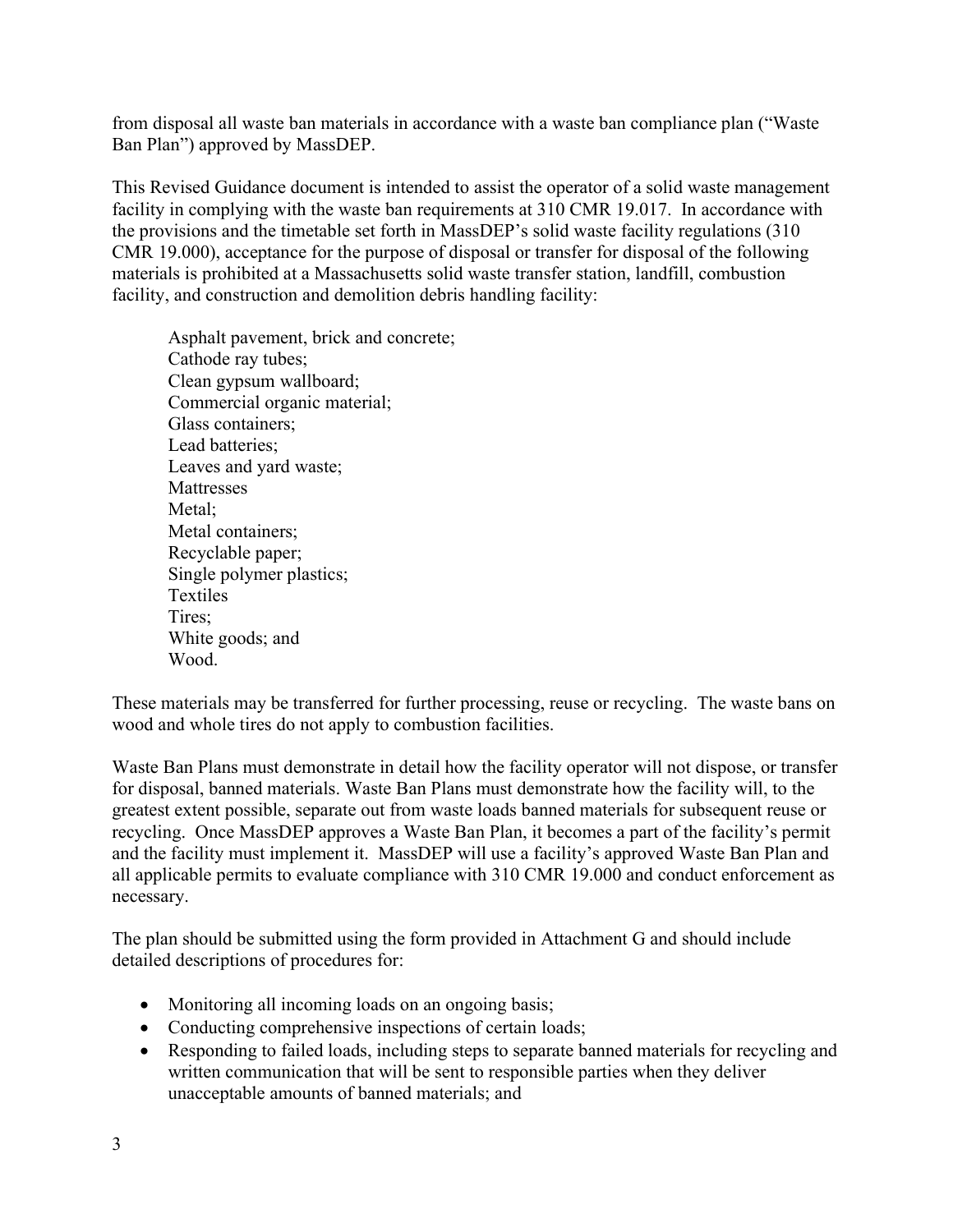from disposal all waste ban materials in accordance with a waste ban compliance plan ("Waste Ban Plan") approved by MassDEP.

This Revised Guidance document is intended to assist the operator of a solid waste management facility in complying with the waste ban requirements at 310 CMR 19.017. In accordance with the provisions and the timetable set forth in MassDEP's solid waste facility regulations (310 CMR 19.000), acceptance for the purpose of disposal or transfer for disposal of the following materials is prohibited at a Massachusetts solid waste transfer station, landfill, combustion facility, and construction and demolition debris handling facility:

Asphalt pavement, brick and concrete;
Cathode ray tubes;
Clean gypsum wallboard;
Commercial organic material;
Glass containers;
Lead batteries;
Leaves and yard waste;
Mattresses
Metal;
Metal containers;
Recyclable paper;
Single polymer plastics;
Textiles
Tires;
White goods; and
Wood.

These materials may be transferred for further processing, reuse or recycling. The waste bans on wood and whole tires do not apply to combustion facilities.

Waste Ban Plans must demonstrate in detail how the facility operator will not dispose, or transfer for disposal, banned materials. Waste Ban Plans must demonstrate how the facility will, to the greatest extent possible, separate out from waste loads banned materials for subsequent reuse or recycling. Once MassDEP approves a Waste Ban Plan, it becomes a part of the facility's permit and the facility must implement it. MassDEP will use a facility's approved Waste Ban Plan and all applicable permits to evaluate compliance with 310 CMR 19.000 and conduct enforcement as necessary.

The plan should be submitted using the form provided in Attachment G and should include detailed descriptions of procedures for:

- Monitoring all incoming loads on an ongoing basis;
- Conducting comprehensive inspections of certain loads;
- Responding to failed loads, including steps to separate banned materials for recycling and written communication that will be sent to responsible parties when they deliver unacceptable amounts of banned materials; and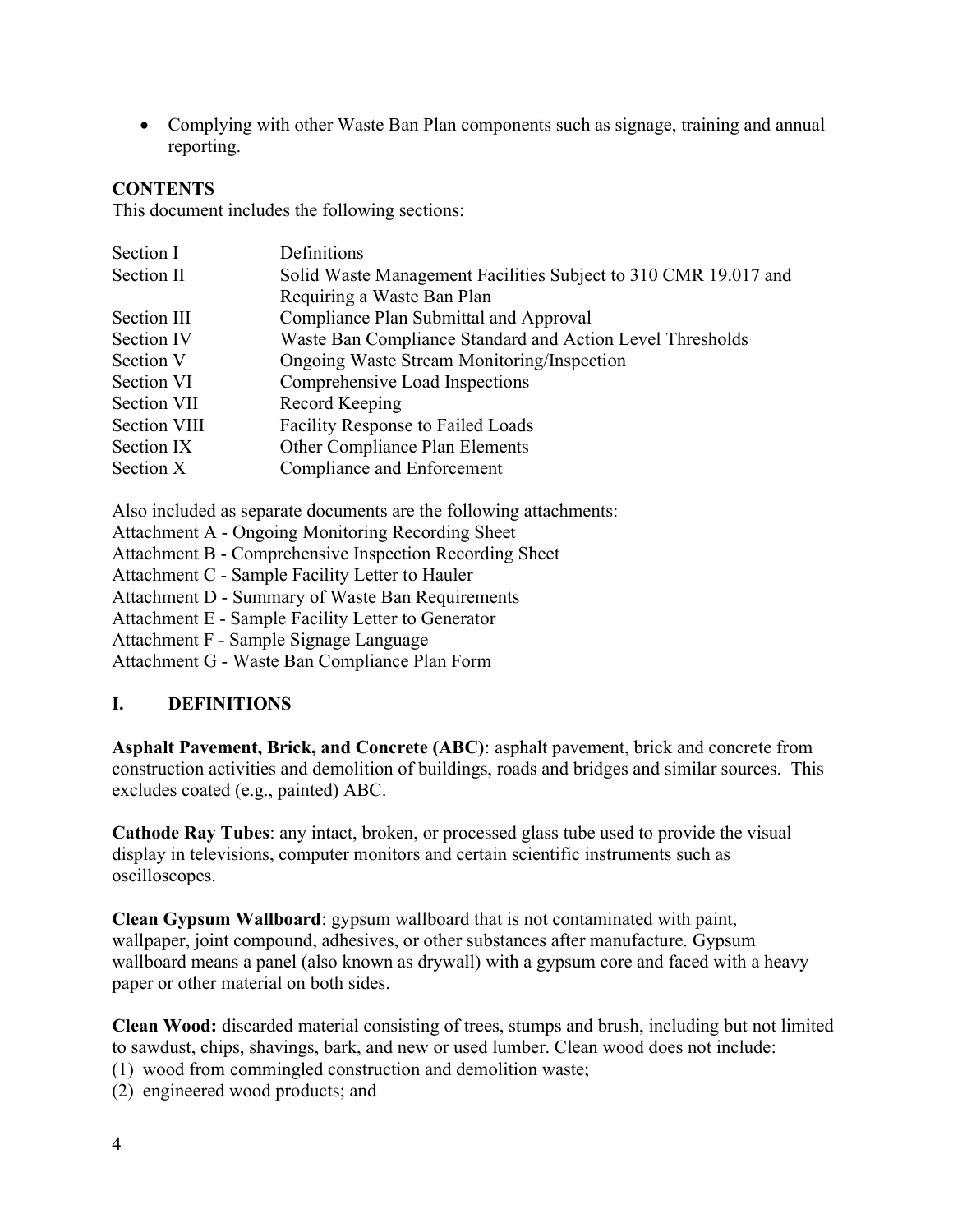- Complying with other Waste Ban Plan components such as signage, training and annual reporting.

**CONTENTS**

This document includes the following sections:

| | |
|---|---|
| Section I | Definitions |
| Section II | Solid Waste Management Facilities Subject to 310 CMR 19.017 and Requiring a Waste Ban Plan |
| Section III | Compliance Plan Submittal and Approval |
| Section IV | Waste Ban Compliance Standard and Action Level Thresholds |
| Section V | Ongoing Waste Stream Monitoring/Inspection |
| Section VI | Comprehensive Load Inspections |
| Section VII | Record Keeping |
| Section VIII | Facility Response to Failed Loads |
| Section IX | Other Compliance Plan Elements |
| Section X | Compliance and Enforcement |

Also included as separate documents are the following attachments:
Attachment A - Ongoing Monitoring Recording Sheet
Attachment B - Comprehensive Inspection Recording Sheet
Attachment C - Sample Facility Letter to Hauler
Attachment D - Summary of Waste Ban Requirements
Attachment E - Sample Facility Letter to Generator
Attachment F - Sample Signage Language
Attachment G - Waste Ban Compliance Plan Form

## I. DEFINITIONS

**Asphalt Pavement, Brick, and Concrete (ABC)**: asphalt pavement, brick and concrete from construction activities and demolition of buildings, roads and bridges and similar sources. This excludes coated (e.g., painted) ABC.

**Cathode Ray Tubes**: any intact, broken, or processed glass tube used to provide the visual display in televisions, computer monitors and certain scientific instruments such as oscilloscopes.

**Clean Gypsum Wallboard**: gypsum wallboard that is not contaminated with paint, wallpaper, joint compound, adhesives, or other substances after manufacture. Gypsum wallboard means a panel (also known as drywall) with a gypsum core and faced with a heavy paper or other material on both sides.

**Clean Wood:** discarded material consisting of trees, stumps and brush, including but not limited to sawdust, chips, shavings, bark, and new or used lumber. Clean wood does not include:
(1) wood from commingled construction and demolition waste;
(2) engineered wood products; and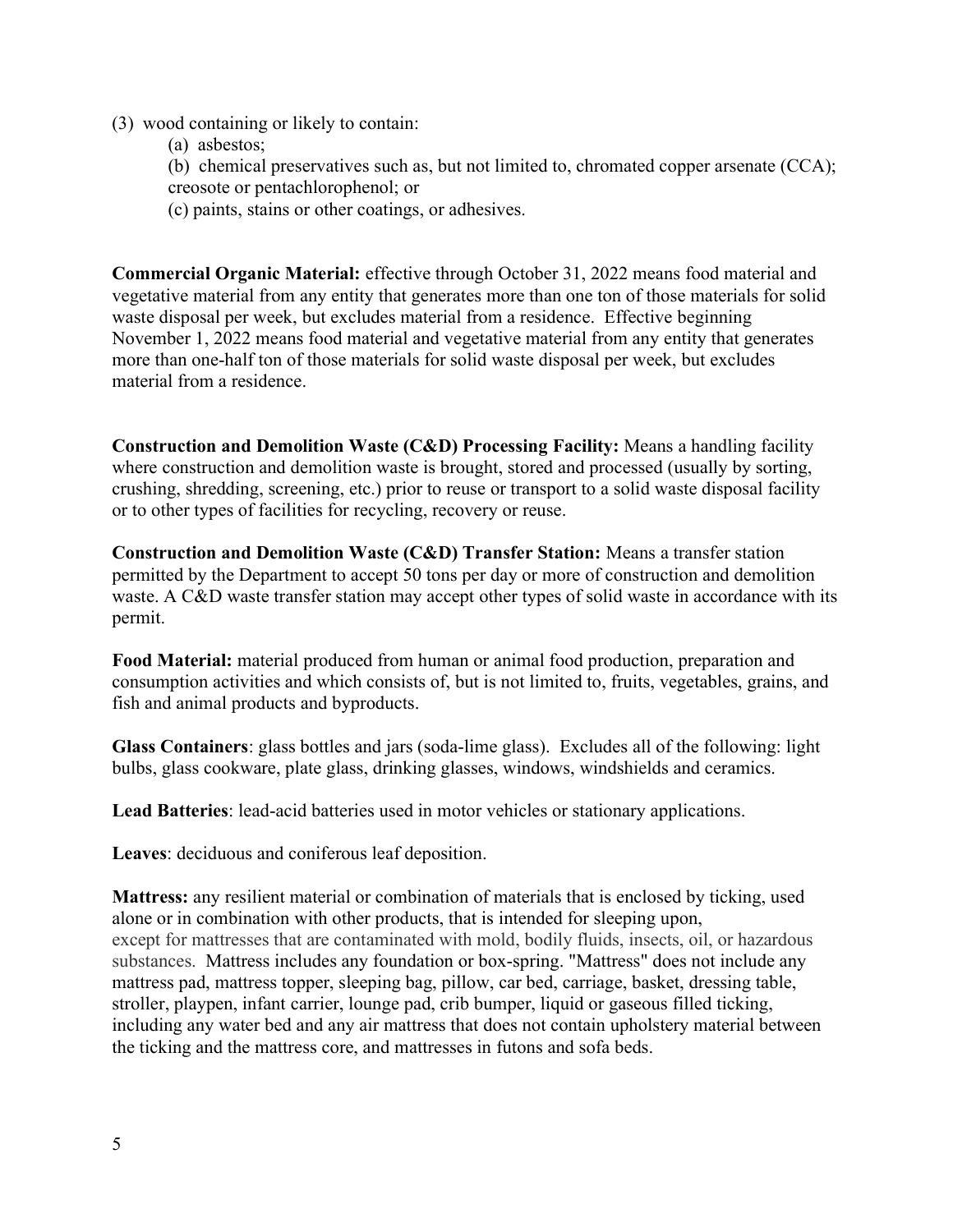(3) wood containing or likely to contain:

  (a) asbestos;

  (b) chemical preservatives such as, but not limited to, chromated copper arsenate (CCA); creosote or pentachlorophenol; or

  (c) paints, stains or other coatings, or adhesives.

**Commercial Organic Material:** effective through October 31, 2022 means food material and vegetative material from any entity that generates more than one ton of those materials for solid waste disposal per week, but excludes material from a residence. Effective beginning November 1, 2022 means food material and vegetative material from any entity that generates more than one-half ton of those materials for solid waste disposal per week, but excludes material from a residence.

**Construction and Demolition Waste (C&D) Processing Facility:** Means a handling facility where construction and demolition waste is brought, stored and processed (usually by sorting, crushing, shredding, screening, etc.) prior to reuse or transport to a solid waste disposal facility or to other types of facilities for recycling, recovery or reuse.

**Construction and Demolition Waste (C&D) Transfer Station:** Means a transfer station permitted by the Department to accept 50 tons per day or more of construction and demolition waste. A C&D waste transfer station may accept other types of solid waste in accordance with its permit.

**Food Material:** material produced from human or animal food production, preparation and consumption activities and which consists of, but is not limited to, fruits, vegetables, grains, and fish and animal products and byproducts.

**Glass Containers**: glass bottles and jars (soda-lime glass). Excludes all of the following: light bulbs, glass cookware, plate glass, drinking glasses, windows, windshields and ceramics.

**Lead Batteries**: lead-acid batteries used in motor vehicles or stationary applications.

**Leaves**: deciduous and coniferous leaf deposition.

**Mattress:** any resilient material or combination of materials that is enclosed by ticking, used alone or in combination with other products, that is intended for sleeping upon, except for mattresses that are contaminated with mold, bodily fluids, insects, oil, or hazardous substances. Mattress includes any foundation or box-spring. "Mattress" does not include any mattress pad, mattress topper, sleeping bag, pillow, car bed, carriage, basket, dressing table, stroller, playpen, infant carrier, lounge pad, crib bumper, liquid or gaseous filled ticking, including any water bed and any air mattress that does not contain upholstery material between the ticking and the mattress core, and mattresses in futons and sofa beds.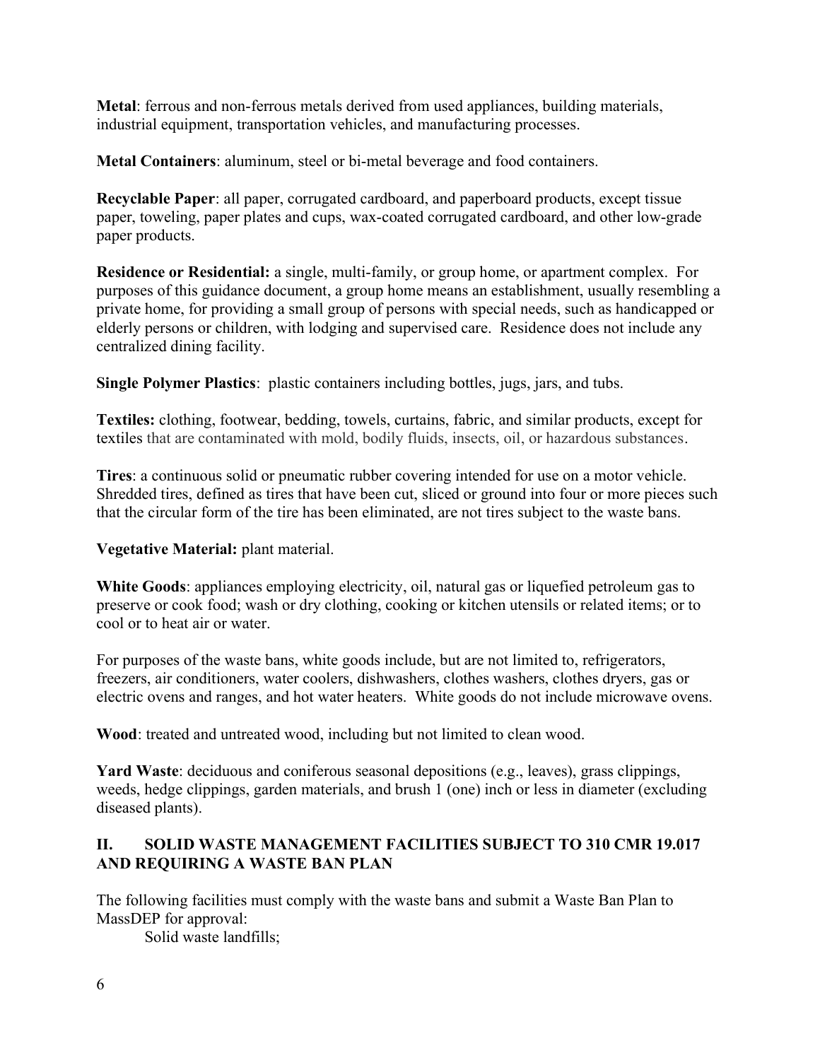**Metal**: ferrous and non-ferrous metals derived from used appliances, building materials, industrial equipment, transportation vehicles, and manufacturing processes.

**Metal Containers**: aluminum, steel or bi-metal beverage and food containers.

**Recyclable Paper**: all paper, corrugated cardboard, and paperboard products, except tissue paper, toweling, paper plates and cups, wax-coated corrugated cardboard, and other low-grade paper products.

**Residence or Residential:** a single, multi-family, or group home, or apartment complex. For purposes of this guidance document, a group home means an establishment, usually resembling a private home, for providing a small group of persons with special needs, such as handicapped or elderly persons or children, with lodging and supervised care. Residence does not include any centralized dining facility.

**Single Polymer Plastics**: plastic containers including bottles, jugs, jars, and tubs.

**Textiles:** clothing, footwear, bedding, towels, curtains, fabric, and similar products, except for textiles that are contaminated with mold, bodily fluids, insects, oil, or hazardous substances.

**Tires**: a continuous solid or pneumatic rubber covering intended for use on a motor vehicle. Shredded tires, defined as tires that have been cut, sliced or ground into four or more pieces such that the circular form of the tire has been eliminated, are not tires subject to the waste bans.

**Vegetative Material:** plant material.

**White Goods**: appliances employing electricity, oil, natural gas or liquefied petroleum gas to preserve or cook food; wash or dry clothing, cooking or kitchen utensils or related items; or to cool or to heat air or water.

For purposes of the waste bans, white goods include, but are not limited to, refrigerators, freezers, air conditioners, water coolers, dishwashers, clothes washers, clothes dryers, gas or electric ovens and ranges, and hot water heaters. White goods do not include microwave ovens.

**Wood**: treated and untreated wood, including but not limited to clean wood.

**Yard Waste**: deciduous and coniferous seasonal depositions (e.g., leaves), grass clippings, weeds, hedge clippings, garden materials, and brush 1 (one) inch or less in diameter (excluding diseased plants).

## II. SOLID WASTE MANAGEMENT FACILITIES SUBJECT TO 310 CMR 19.017 AND REQUIRING A WASTE BAN PLAN

The following facilities must comply with the waste bans and submit a Waste Ban Plan to MassDEP for approval:

Solid waste landfills;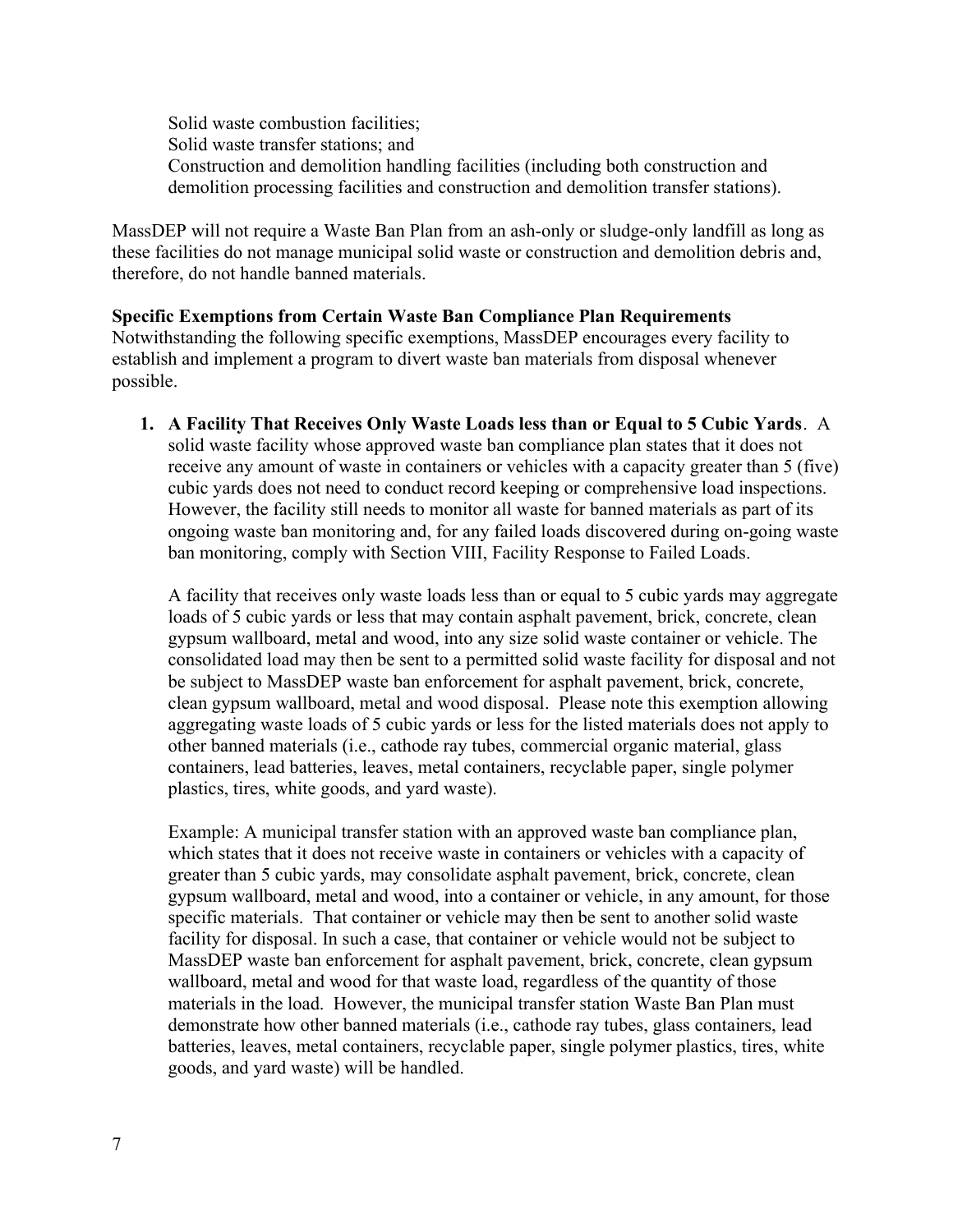Solid waste combustion facilities;
Solid waste transfer stations; and
Construction and demolition handling facilities (including both construction and demolition processing facilities and construction and demolition transfer stations).

MassDEP will not require a Waste Ban Plan from an ash-only or sludge-only landfill as long as these facilities do not manage municipal solid waste or construction and demolition debris and, therefore, do not handle banned materials.

**Specific Exemptions from Certain Waste Ban Compliance Plan Requirements**
Notwithstanding the following specific exemptions, MassDEP encourages every facility to establish and implement a program to divert waste ban materials from disposal whenever possible.

1. **A Facility That Receives Only Waste Loads less than or Equal to 5 Cubic Yards**. A solid waste facility whose approved waste ban compliance plan states that it does not receive any amount of waste in containers or vehicles with a capacity greater than 5 (five) cubic yards does not need to conduct record keeping or comprehensive load inspections. However, the facility still needs to monitor all waste for banned materials as part of its ongoing waste ban monitoring and, for any failed loads discovered during on-going waste ban monitoring, comply with Section VIII, Facility Response to Failed Loads.

   A facility that receives only waste loads less than or equal to 5 cubic yards may aggregate loads of 5 cubic yards or less that may contain asphalt pavement, brick, concrete, clean gypsum wallboard, metal and wood, into any size solid waste container or vehicle. The consolidated load may then be sent to a permitted solid waste facility for disposal and not be subject to MassDEP waste ban enforcement for asphalt pavement, brick, concrete, clean gypsum wallboard, metal and wood disposal. Please note this exemption allowing aggregating waste loads of 5 cubic yards or less for the listed materials does not apply to other banned materials (i.e., cathode ray tubes, commercial organic material, glass containers, lead batteries, leaves, metal containers, recyclable paper, single polymer plastics, tires, white goods, and yard waste).

   Example: A municipal transfer station with an approved waste ban compliance plan, which states that it does not receive waste in containers or vehicles with a capacity of greater than 5 cubic yards, may consolidate asphalt pavement, brick, concrete, clean gypsum wallboard, metal and wood, into a container or vehicle, in any amount, for those specific materials. That container or vehicle may then be sent to another solid waste facility for disposal. In such a case, that container or vehicle would not be subject to MassDEP waste ban enforcement for asphalt pavement, brick, concrete, clean gypsum wallboard, metal and wood for that waste load, regardless of the quantity of those materials in the load. However, the municipal transfer station Waste Ban Plan must demonstrate how other banned materials (i.e., cathode ray tubes, glass containers, lead batteries, leaves, metal containers, recyclable paper, single polymer plastics, tires, white goods, and yard waste) will be handled.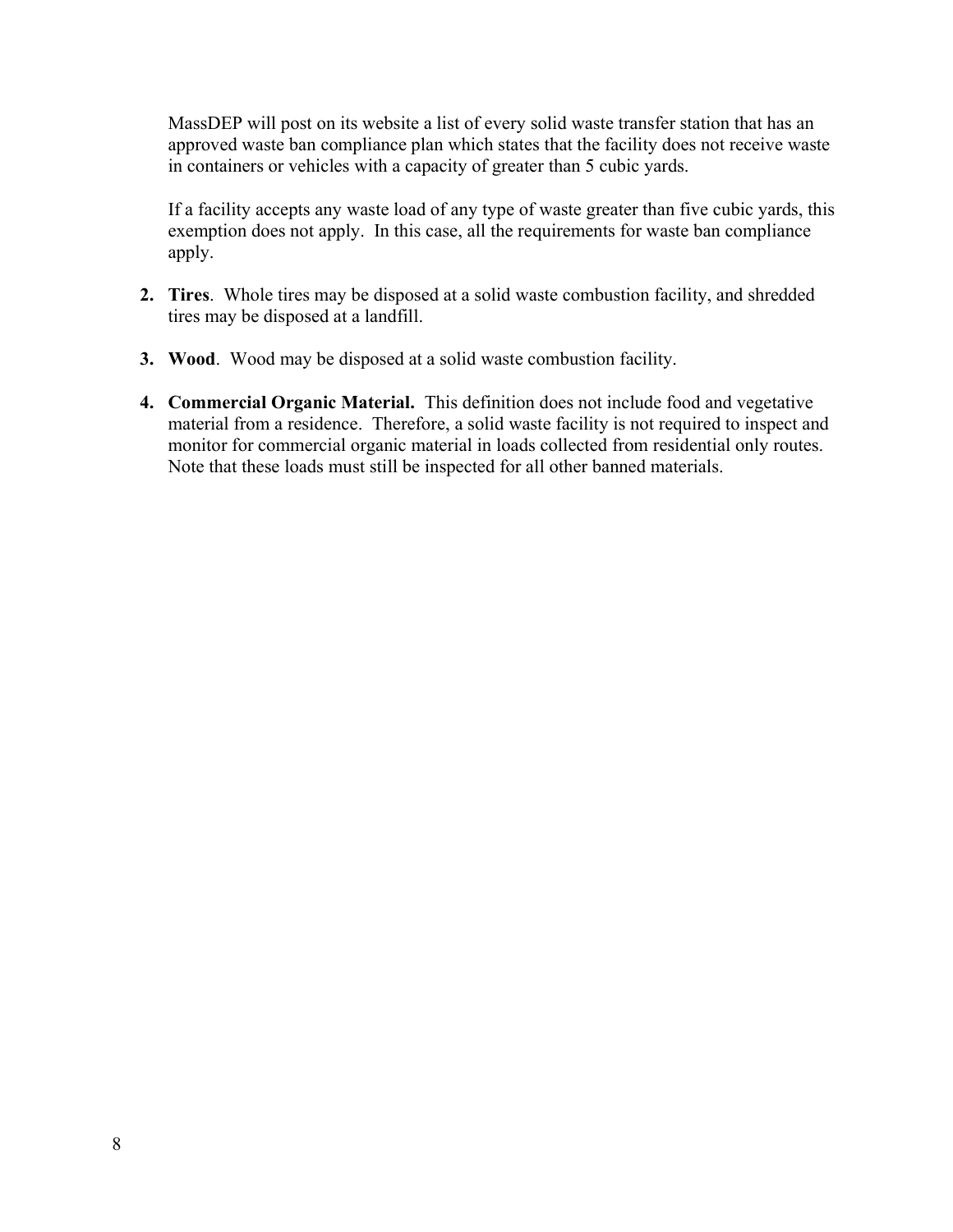MassDEP will post on its website a list of every solid waste transfer station that has an approved waste ban compliance plan which states that the facility does not receive waste in containers or vehicles with a capacity of greater than 5 cubic yards.

If a facility accepts any waste load of any type of waste greater than five cubic yards, this exemption does not apply. In this case, all the requirements for waste ban compliance apply.

2. **Tires**. Whole tires may be disposed at a solid waste combustion facility, and shredded tires may be disposed at a landfill.

3. **Wood**. Wood may be disposed at a solid waste combustion facility.

4. **Commercial Organic Material.** This definition does not include food and vegetative material from a residence. Therefore, a solid waste facility is not required to inspect and monitor for commercial organic material in loads collected from residential only routes. Note that these loads must still be inspected for all other banned materials.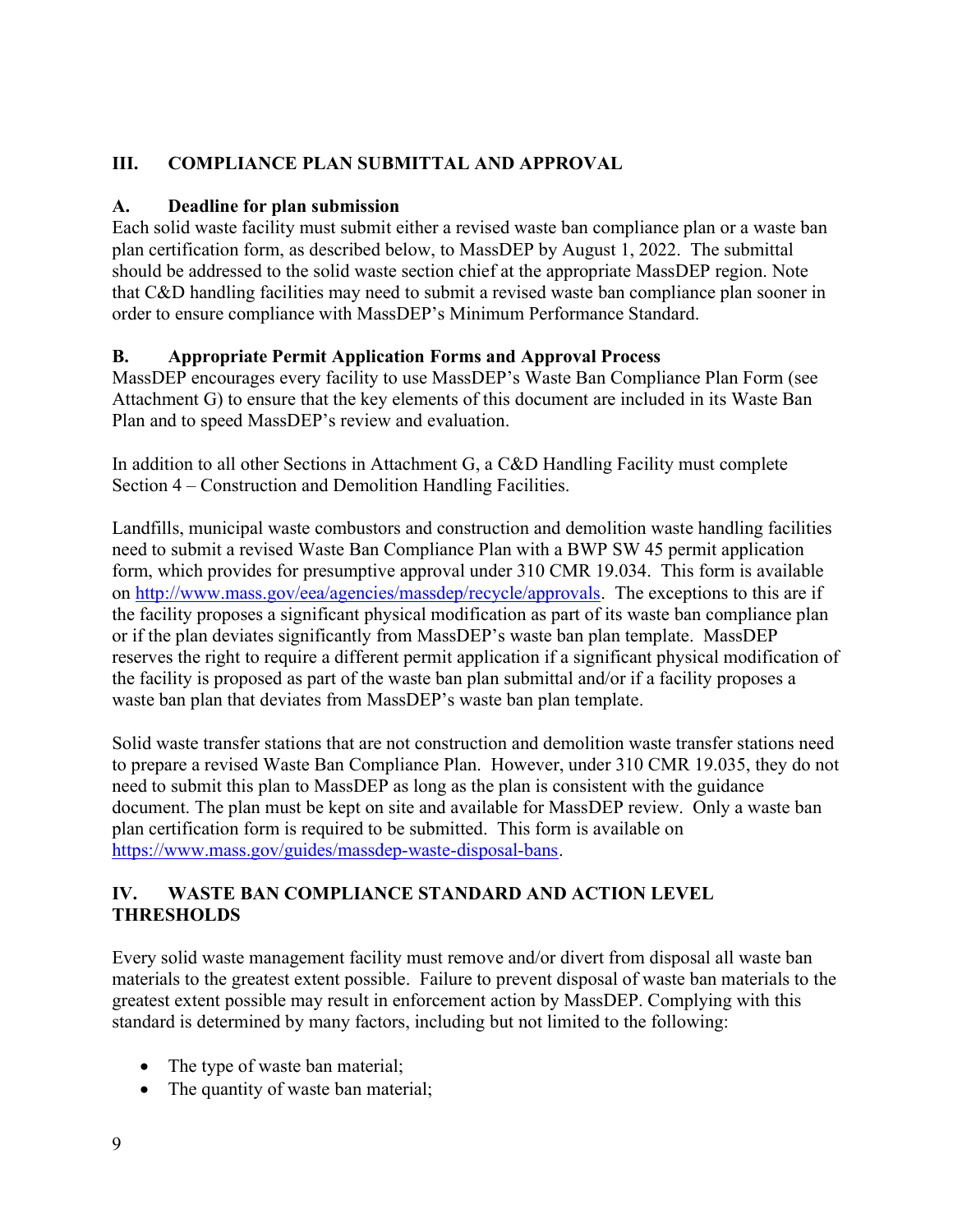## III. COMPLIANCE PLAN SUBMITTAL AND APPROVAL

### A. Deadline for plan submission

Each solid waste facility must submit either a revised waste ban compliance plan or a waste ban plan certification form, as described below, to MassDEP by August 1, 2022. The submittal should be addressed to the solid waste section chief at the appropriate MassDEP region. Note that C&D handling facilities may need to submit a revised waste ban compliance plan sooner in order to ensure compliance with MassDEP's Minimum Performance Standard.

### B. Appropriate Permit Application Forms and Approval Process

MassDEP encourages every facility to use MassDEP's Waste Ban Compliance Plan Form (see Attachment G) to ensure that the key elements of this document are included in its Waste Ban Plan and to speed MassDEP's review and evaluation.

In addition to all other Sections in Attachment G, a C&D Handling Facility must complete Section 4 – Construction and Demolition Handling Facilities.

Landfills, municipal waste combustors and construction and demolition waste handling facilities need to submit a revised Waste Ban Compliance Plan with a BWP SW 45 permit application form, which provides for presumptive approval under 310 CMR 19.034. This form is available on [http://www.mass.gov/eea/agencies/massdep/recycle/approvals](http://www.mass.gov/eea/agencies/massdep/recycle/approvals). The exceptions to this are if the facility proposes a significant physical modification as part of its waste ban compliance plan or if the plan deviates significantly from MassDEP's waste ban plan template. MassDEP reserves the right to require a different permit application if a significant physical modification of the facility is proposed as part of the waste ban plan submittal and/or if a facility proposes a waste ban plan that deviates from MassDEP's waste ban plan template.

Solid waste transfer stations that are not construction and demolition waste transfer stations need to prepare a revised Waste Ban Compliance Plan. However, under 310 CMR 19.035, they do not need to submit this plan to MassDEP as long as the plan is consistent with the guidance document. The plan must be kept on site and available for MassDEP review. Only a waste ban plan certification form is required to be submitted. This form is available on [https://www.mass.gov/guides/massdep-waste-disposal-bans](https://www.mass.gov/guides/massdep-waste-disposal-bans).

## IV. WASTE BAN COMPLIANCE STANDARD AND ACTION LEVEL THRESHOLDS

Every solid waste management facility must remove and/or divert from disposal all waste ban materials to the greatest extent possible. Failure to prevent disposal of waste ban materials to the greatest extent possible may result in enforcement action by MassDEP. Complying with this standard is determined by many factors, including but not limited to the following:

- The type of waste ban material;
- The quantity of waste ban material;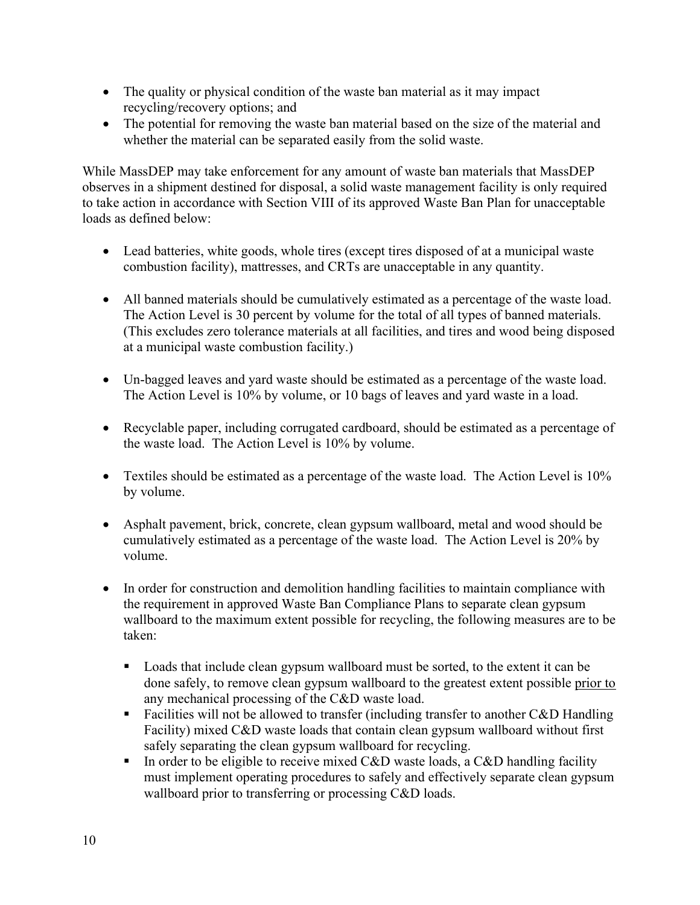- The quality or physical condition of the waste ban material as it may impact recycling/recovery options; and
- The potential for removing the waste ban material based on the size of the material and whether the material can be separated easily from the solid waste.

While MassDEP may take enforcement for any amount of waste ban materials that MassDEP observes in a shipment destined for disposal, a solid waste management facility is only required to take action in accordance with Section VIII of its approved Waste Ban Plan for unacceptable loads as defined below:

- Lead batteries, white goods, whole tires (except tires disposed of at a municipal waste combustion facility), mattresses, and CRTs are unacceptable in any quantity.

- All banned materials should be cumulatively estimated as a percentage of the waste load. The Action Level is 30 percent by volume for the total of all types of banned materials. (This excludes zero tolerance materials at all facilities, and tires and wood being disposed at a municipal waste combustion facility.)

- Un-bagged leaves and yard waste should be estimated as a percentage of the waste load. The Action Level is 10% by volume, or 10 bags of leaves and yard waste in a load.

- Recyclable paper, including corrugated cardboard, should be estimated as a percentage of the waste load. The Action Level is 10% by volume.

- Textiles should be estimated as a percentage of the waste load. The Action Level is 10% by volume.

- Asphalt pavement, brick, concrete, clean gypsum wallboard, metal and wood should be cumulatively estimated as a percentage of the waste load. The Action Level is 20% by volume.

- In order for construction and demolition handling facilities to maintain compliance with the requirement in approved Waste Ban Compliance Plans to separate clean gypsum wallboard to the maximum extent possible for recycling, the following measures are to be taken:

  - Loads that include clean gypsum wallboard must be sorted, to the extent it can be done safely, to remove clean gypsum wallboard to the greatest extent possible <u>prior to</u> any mechanical processing of the C&D waste load.
  - Facilities will not be allowed to transfer (including transfer to another C&D Handling Facility) mixed C&D waste loads that contain clean gypsum wallboard without first safely separating the clean gypsum wallboard for recycling.
  - In order to be eligible to receive mixed C&D waste loads, a C&D handling facility must implement operating procedures to safely and effectively separate clean gypsum wallboard prior to transferring or processing C&D loads.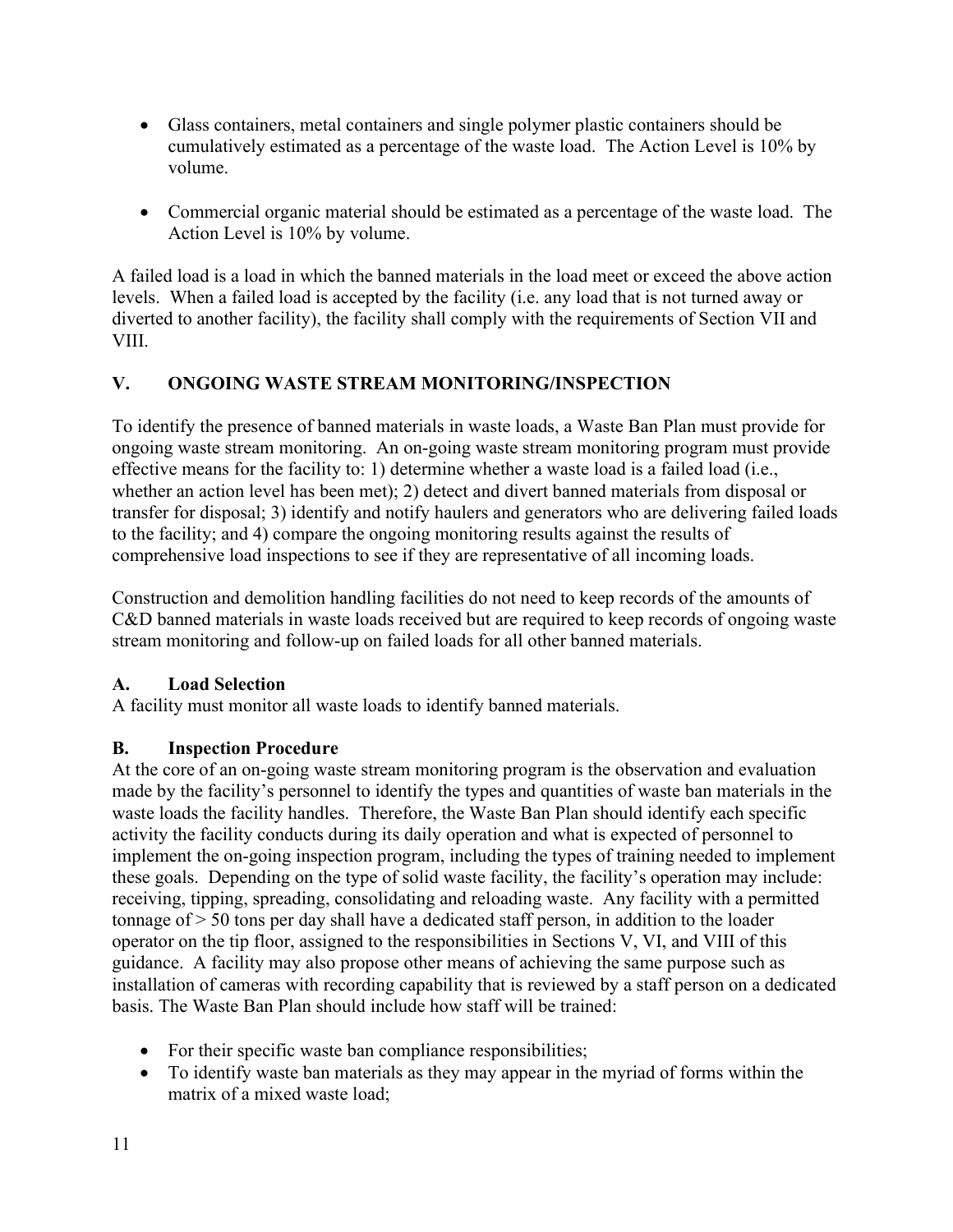- Glass containers, metal containers and single polymer plastic containers should be cumulatively estimated as a percentage of the waste load. The Action Level is 10% by volume.

- Commercial organic material should be estimated as a percentage of the waste load. The Action Level is 10% by volume.

A failed load is a load in which the banned materials in the load meet or exceed the above action levels. When a failed load is accepted by the facility (i.e. any load that is not turned away or diverted to another facility), the facility shall comply with the requirements of Section VII and VIII.

## V. ONGOING WASTE STREAM MONITORING/INSPECTION

To identify the presence of banned materials in waste loads, a Waste Ban Plan must provide for ongoing waste stream monitoring. An on-going waste stream monitoring program must provide effective means for the facility to: 1) determine whether a waste load is a failed load (i.e., whether an action level has been met); 2) detect and divert banned materials from disposal or transfer for disposal; 3) identify and notify haulers and generators who are delivering failed loads to the facility; and 4) compare the ongoing monitoring results against the results of comprehensive load inspections to see if they are representative of all incoming loads.

Construction and demolition handling facilities do not need to keep records of the amounts of C&D banned materials in waste loads received but are required to keep records of ongoing waste stream monitoring and follow-up on failed loads for all other banned materials.

### A. Load Selection

A facility must monitor all waste loads to identify banned materials.

### B. Inspection Procedure

At the core of an on-going waste stream monitoring program is the observation and evaluation made by the facility's personnel to identify the types and quantities of waste ban materials in the waste loads the facility handles. Therefore, the Waste Ban Plan should identify each specific activity the facility conducts during its daily operation and what is expected of personnel to implement the on-going inspection program, including the types of training needed to implement these goals. Depending on the type of solid waste facility, the facility's operation may include: receiving, tipping, spreading, consolidating and reloading waste. Any facility with a permitted tonnage of > 50 tons per day shall have a dedicated staff person, in addition to the loader operator on the tip floor, assigned to the responsibilities in Sections V, VI, and VIII of this guidance. A facility may also propose other means of achieving the same purpose such as installation of cameras with recording capability that is reviewed by a staff person on a dedicated basis. The Waste Ban Plan should include how staff will be trained:

- For their specific waste ban compliance responsibilities;
- To identify waste ban materials as they may appear in the myriad of forms within the matrix of a mixed waste load;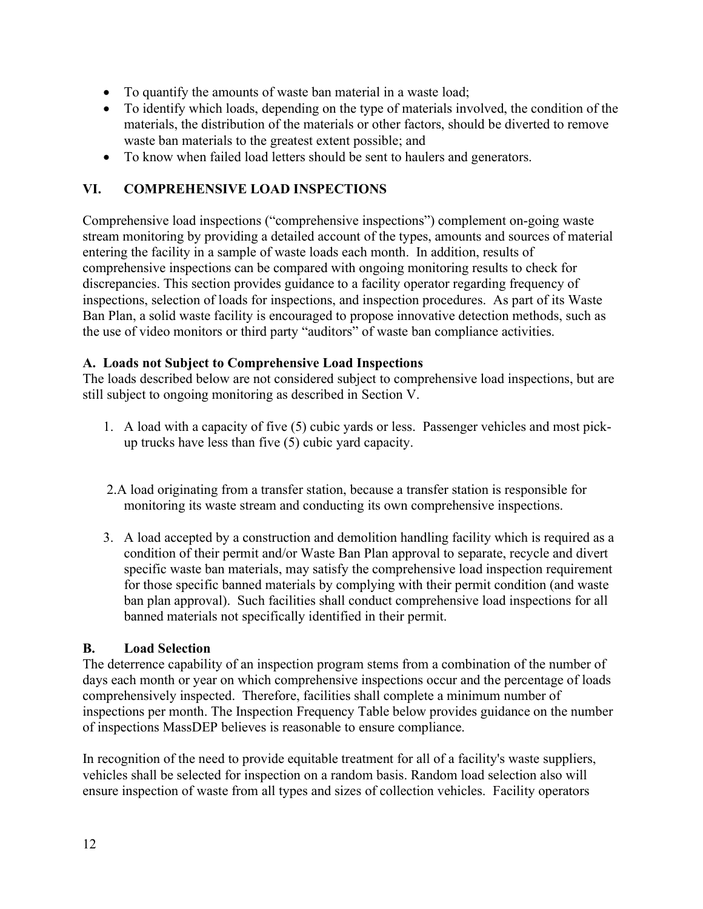- To quantify the amounts of waste ban material in a waste load;
- To identify which loads, depending on the type of materials involved, the condition of the materials, the distribution of the materials or other factors, should be diverted to remove waste ban materials to the greatest extent possible; and
- To know when failed load letters should be sent to haulers and generators.

## VI. COMPREHENSIVE LOAD INSPECTIONS

Comprehensive load inspections ("comprehensive inspections") complement on-going waste stream monitoring by providing a detailed account of the types, amounts and sources of material entering the facility in a sample of waste loads each month. In addition, results of comprehensive inspections can be compared with ongoing monitoring results to check for discrepancies. This section provides guidance to a facility operator regarding frequency of inspections, selection of loads for inspections, and inspection procedures. As part of its Waste Ban Plan, a solid waste facility is encouraged to propose innovative detection methods, such as the use of video monitors or third party "auditors" of waste ban compliance activities.

### A. Loads not Subject to Comprehensive Load Inspections

The loads described below are not considered subject to comprehensive load inspections, but are still subject to ongoing monitoring as described in Section V.

1. A load with a capacity of five (5) cubic yards or less. Passenger vehicles and most pick-up trucks have less than five (5) cubic yard capacity.
2. A load originating from a transfer station, because a transfer station is responsible for monitoring its waste stream and conducting its own comprehensive inspections.
3. A load accepted by a construction and demolition handling facility which is required as a condition of their permit and/or Waste Ban Plan approval to separate, recycle and divert specific waste ban materials, may satisfy the comprehensive load inspection requirement for those specific banned materials by complying with their permit condition (and waste ban plan approval). Such facilities shall conduct comprehensive load inspections for all banned materials not specifically identified in their permit.

### B. Load Selection

The deterrence capability of an inspection program stems from a combination of the number of days each month or year on which comprehensive inspections occur and the percentage of loads comprehensively inspected. Therefore, facilities shall complete a minimum number of inspections per month. The Inspection Frequency Table below provides guidance on the number of inspections MassDEP believes is reasonable to ensure compliance.

In recognition of the need to provide equitable treatment for all of a facility's waste suppliers, vehicles shall be selected for inspection on a random basis. Random load selection also will ensure inspection of waste from all types and sizes of collection vehicles. Facility operators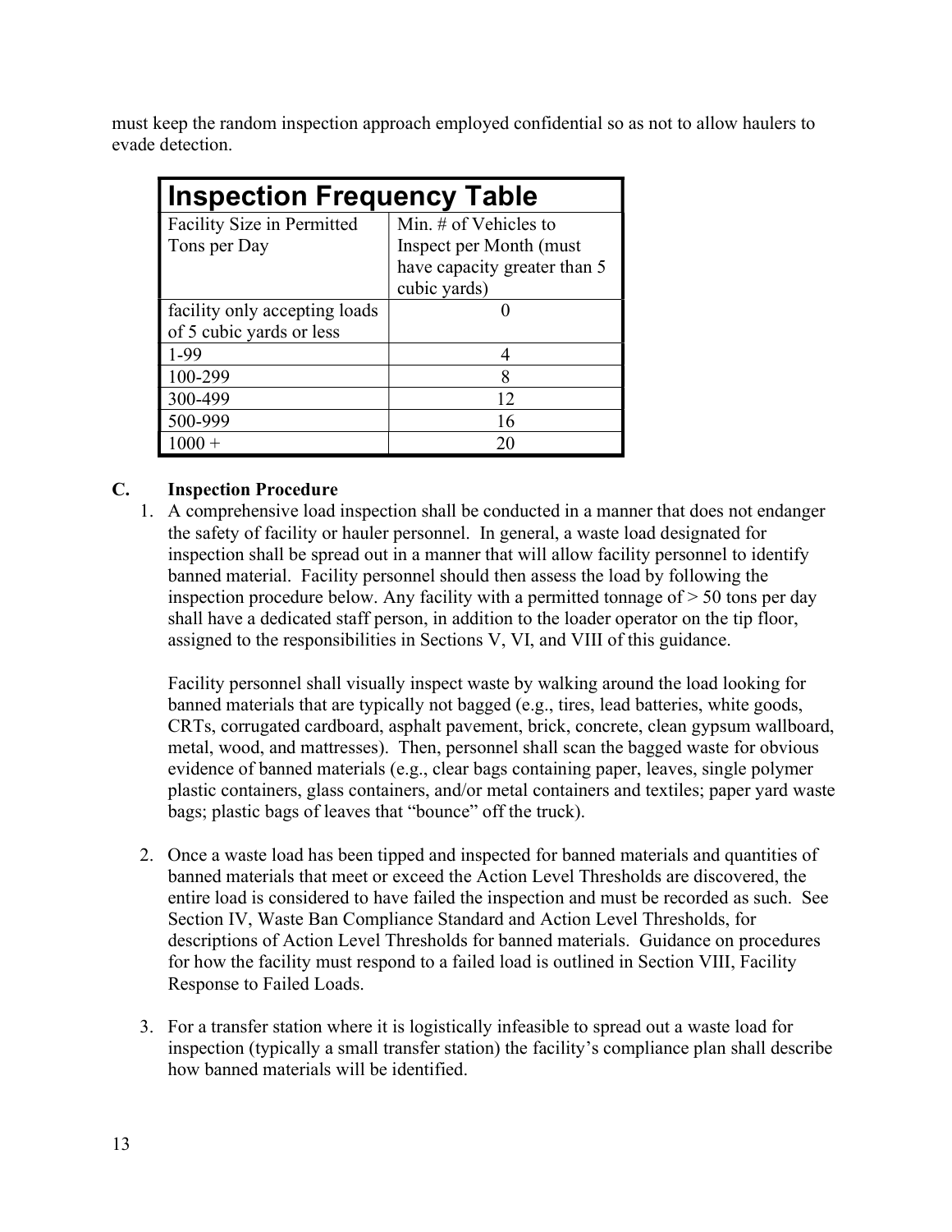must keep the random inspection approach employed confidential so as not to allow haulers to evade detection.

| **Inspection Frequency Table** | |
|---|---|
| Facility Size in Permitted Tons per Day | Min. # of Vehicles to Inspect per Month (must have capacity greater than 5 cubic yards) |
| facility only accepting loads of 5 cubic yards or less | 0 |
| 1-99 | 4 |
| 100-299 | 8 |
| 300-499 | 12 |
| 500-999 | 16 |
| 1000 + | 20 |

### C. Inspection Procedure

1. A comprehensive load inspection shall be conducted in a manner that does not endanger the safety of facility or hauler personnel. In general, a waste load designated for inspection shall be spread out in a manner that will allow facility personnel to identify banned material. Facility personnel should then assess the load by following the inspection procedure below. Any facility with a permitted tonnage of > 50 tons per day shall have a dedicated staff person, in addition to the loader operator on the tip floor, assigned to the responsibilities in Sections V, VI, and VIII of this guidance.

   Facility personnel shall visually inspect waste by walking around the load looking for banned materials that are typically not bagged (e.g., tires, lead batteries, white goods, CRTs, corrugated cardboard, asphalt pavement, brick, concrete, clean gypsum wallboard, metal, wood, and mattresses). Then, personnel shall scan the bagged waste for obvious evidence of banned materials (e.g., clear bags containing paper, leaves, single polymer plastic containers, glass containers, and/or metal containers and textiles; paper yard waste bags; plastic bags of leaves that "bounce" off the truck).

2. Once a waste load has been tipped and inspected for banned materials and quantities of banned materials that meet or exceed the Action Level Thresholds are discovered, the entire load is considered to have failed the inspection and must be recorded as such. See Section IV, Waste Ban Compliance Standard and Action Level Thresholds, for descriptions of Action Level Thresholds for banned materials. Guidance on procedures for how the facility must respond to a failed load is outlined in Section VIII, Facility Response to Failed Loads.

3. For a transfer station where it is logistically infeasible to spread out a waste load for inspection (typically a small transfer station) the facility's compliance plan shall describe how banned materials will be identified.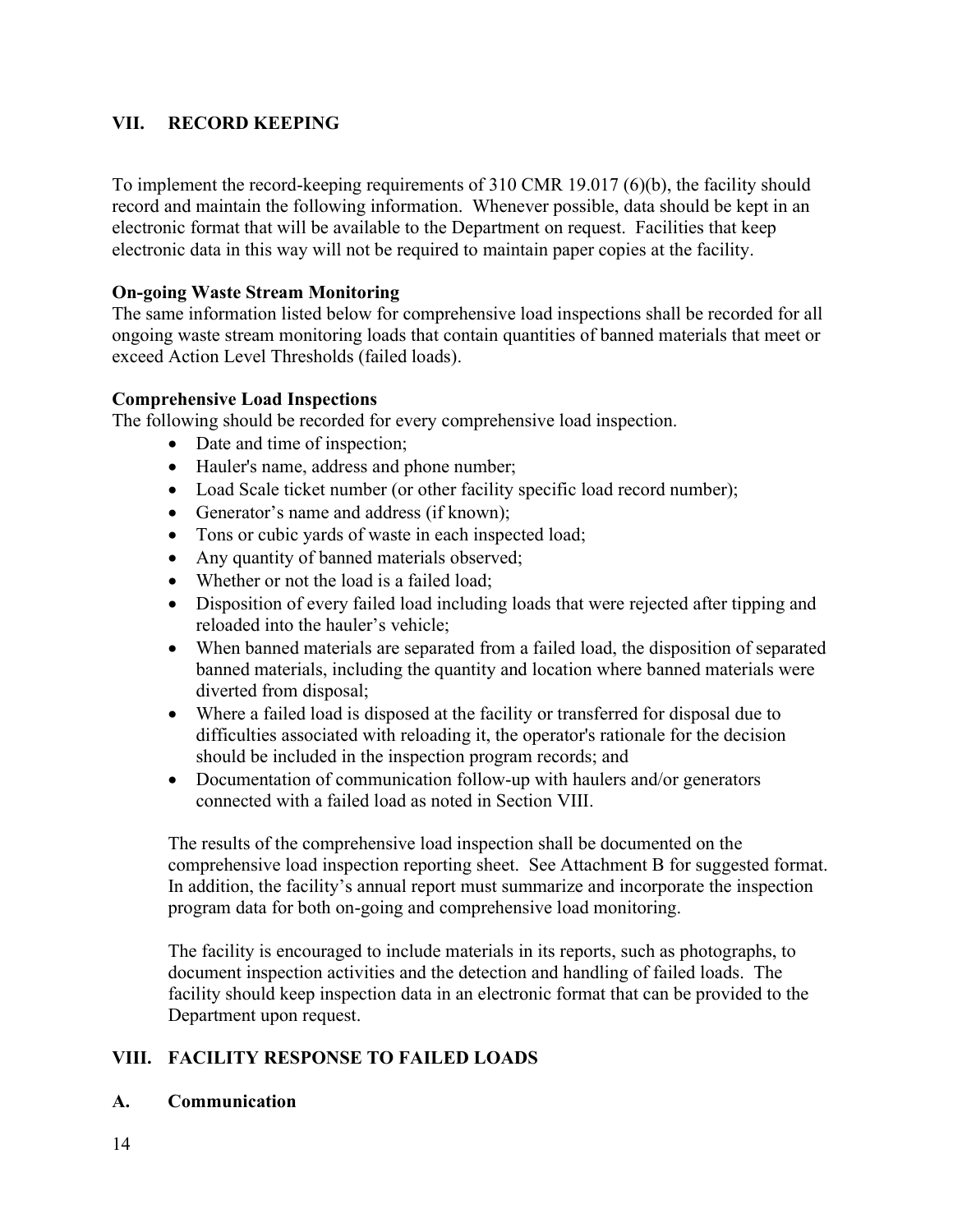## VII. RECORD KEEPING

To implement the record-keeping requirements of 310 CMR 19.017 (6)(b), the facility should record and maintain the following information. Whenever possible, data should be kept in an electronic format that will be available to the Department on request. Facilities that keep electronic data in this way will not be required to maintain paper copies at the facility.

**On-going Waste Stream Monitoring**
The same information listed below for comprehensive load inspections shall be recorded for all ongoing waste stream monitoring loads that contain quantities of banned materials that meet or exceed Action Level Thresholds (failed loads).

**Comprehensive Load Inspections**
The following should be recorded for every comprehensive load inspection.

- Date and time of inspection;
- Hauler's name, address and phone number;
- Load Scale ticket number (or other facility specific load record number);
- Generator's name and address (if known);
- Tons or cubic yards of waste in each inspected load;
- Any quantity of banned materials observed;
- Whether or not the load is a failed load;
- Disposition of every failed load including loads that were rejected after tipping and reloaded into the hauler's vehicle;
- When banned materials are separated from a failed load, the disposition of separated banned materials, including the quantity and location where banned materials were diverted from disposal;
- Where a failed load is disposed at the facility or transferred for disposal due to difficulties associated with reloading it, the operator's rationale for the decision should be included in the inspection program records; and
- Documentation of communication follow-up with haulers and/or generators connected with a failed load as noted in Section VIII.

The results of the comprehensive load inspection shall be documented on the comprehensive load inspection reporting sheet. See Attachment B for suggested format. In addition, the facility's annual report must summarize and incorporate the inspection program data for both on-going and comprehensive load monitoring.

The facility is encouraged to include materials in its reports, such as photographs, to document inspection activities and the detection and handling of failed loads. The facility should keep inspection data in an electronic format that can be provided to the Department upon request.

## VIII. FACILITY RESPONSE TO FAILED LOADS

### A. Communication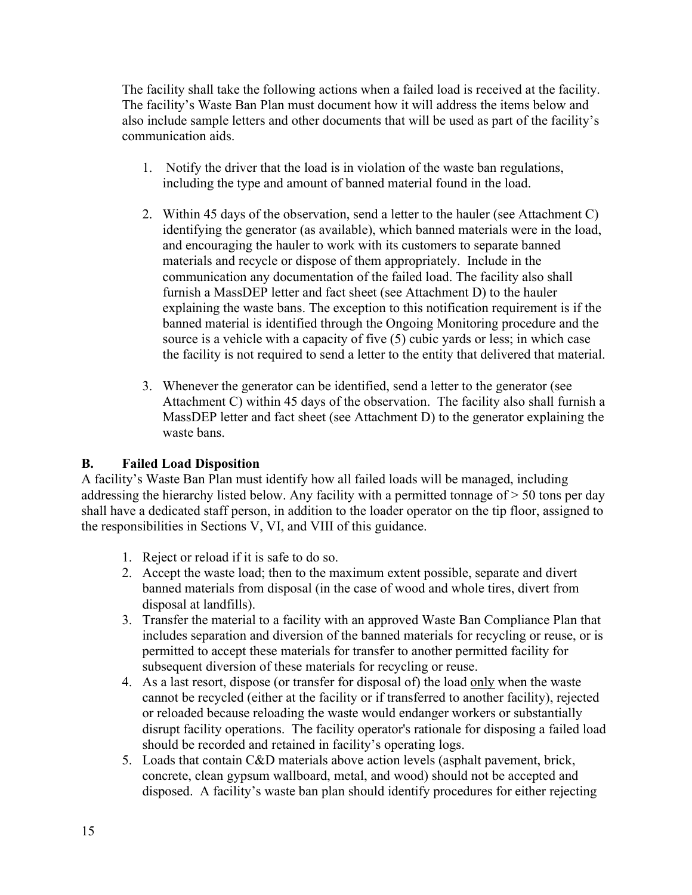The facility shall take the following actions when a failed load is received at the facility. The facility's Waste Ban Plan must document how it will address the items below and also include sample letters and other documents that will be used as part of the facility's communication aids.

1. Notify the driver that the load is in violation of the waste ban regulations, including the type and amount of banned material found in the load.

2. Within 45 days of the observation, send a letter to the hauler (see Attachment C) identifying the generator (as available), which banned materials were in the load, and encouraging the hauler to work with its customers to separate banned materials and recycle or dispose of them appropriately. Include in the communication any documentation of the failed load. The facility also shall furnish a MassDEP letter and fact sheet (see Attachment D) to the hauler explaining the waste bans. The exception to this notification requirement is if the banned material is identified through the Ongoing Monitoring procedure and the source is a vehicle with a capacity of five (5) cubic yards or less; in which case the facility is not required to send a letter to the entity that delivered that material.

3. Whenever the generator can be identified, send a letter to the generator (see Attachment C) within 45 days of the observation. The facility also shall furnish a MassDEP letter and fact sheet (see Attachment D) to the generator explaining the waste bans.

## B. Failed Load Disposition

A facility's Waste Ban Plan must identify how all failed loads will be managed, including addressing the hierarchy listed below. Any facility with a permitted tonnage of > 50 tons per day shall have a dedicated staff person, in addition to the loader operator on the tip floor, assigned to the responsibilities in Sections V, VI, and VIII of this guidance.

1. Reject or reload if it is safe to do so.
2. Accept the waste load; then to the maximum extent possible, separate and divert banned materials from disposal (in the case of wood and whole tires, divert from disposal at landfills).
3. Transfer the material to a facility with an approved Waste Ban Compliance Plan that includes separation and diversion of the banned materials for recycling or reuse, or is permitted to accept these materials for transfer to another permitted facility for subsequent diversion of these materials for recycling or reuse.
4. As a last resort, dispose (or transfer for disposal of) the load <u>only</u> when the waste cannot be recycled (either at the facility or if transferred to another facility), rejected or reloaded because reloading the waste would endanger workers or substantially disrupt facility operations. The facility operator's rationale for disposing a failed load should be recorded and retained in facility's operating logs.
5. Loads that contain C&D materials above action levels (asphalt pavement, brick, concrete, clean gypsum wallboard, metal, and wood) should not be accepted and disposed. A facility's waste ban plan should identify procedures for either rejecting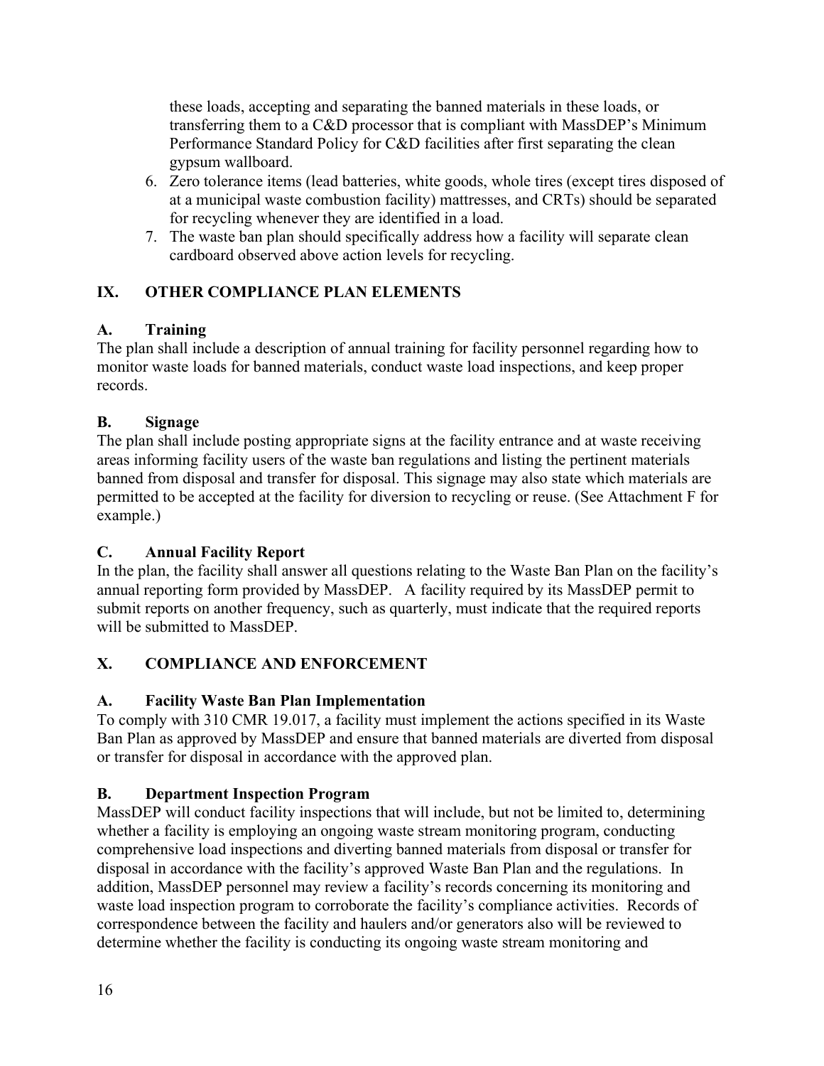these loads, accepting and separating the banned materials in these loads, or transferring them to a C&D processor that is compliant with MassDEP's Minimum Performance Standard Policy for C&D facilities after first separating the clean gypsum wallboard.

6. Zero tolerance items (lead batteries, white goods, whole tires (except tires disposed of at a municipal waste combustion facility) mattresses, and CRTs) should be separated for recycling whenever they are identified in a load.
7. The waste ban plan should specifically address how a facility will separate clean cardboard observed above action levels for recycling.

## IX. OTHER COMPLIANCE PLAN ELEMENTS

### A. Training

The plan shall include a description of annual training for facility personnel regarding how to monitor waste loads for banned materials, conduct waste load inspections, and keep proper records.

### B. Signage

The plan shall include posting appropriate signs at the facility entrance and at waste receiving areas informing facility users of the waste ban regulations and listing the pertinent materials banned from disposal and transfer for disposal. This signage may also state which materials are permitted to be accepted at the facility for diversion to recycling or reuse. (See Attachment F for example.)

### C. Annual Facility Report

In the plan, the facility shall answer all questions relating to the Waste Ban Plan on the facility's annual reporting form provided by MassDEP. A facility required by its MassDEP permit to submit reports on another frequency, such as quarterly, must indicate that the required reports will be submitted to MassDEP.

## X. COMPLIANCE AND ENFORCEMENT

### A. Facility Waste Ban Plan Implementation

To comply with 310 CMR 19.017, a facility must implement the actions specified in its Waste Ban Plan as approved by MassDEP and ensure that banned materials are diverted from disposal or transfer for disposal in accordance with the approved plan.

### B. Department Inspection Program

MassDEP will conduct facility inspections that will include, but not be limited to, determining whether a facility is employing an ongoing waste stream monitoring program, conducting comprehensive load inspections and diverting banned materials from disposal or transfer for disposal in accordance with the facility's approved Waste Ban Plan and the regulations. In addition, MassDEP personnel may review a facility's records concerning its monitoring and waste load inspection program to corroborate the facility's compliance activities. Records of correspondence between the facility and haulers and/or generators also will be reviewed to determine whether the facility is conducting its ongoing waste stream monitoring and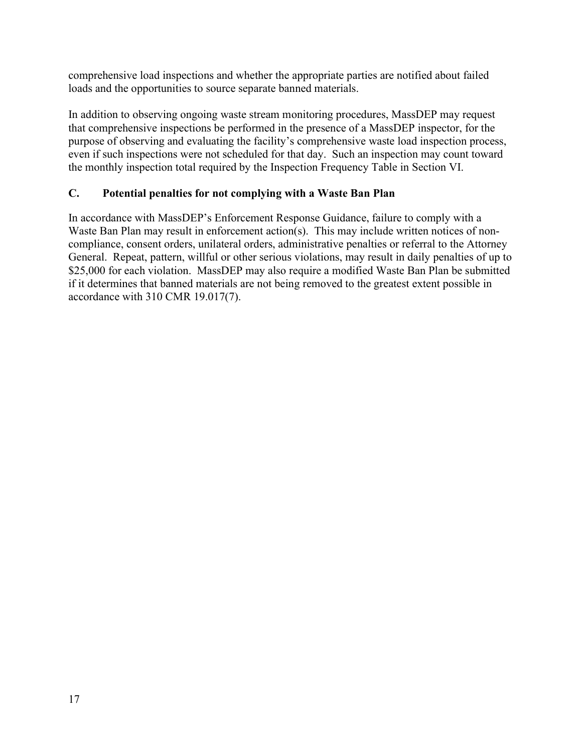comprehensive load inspections and whether the appropriate parties are notified about failed loads and the opportunities to source separate banned materials.

In addition to observing ongoing waste stream monitoring procedures, MassDEP may request that comprehensive inspections be performed in the presence of a MassDEP inspector, for the purpose of observing and evaluating the facility's comprehensive waste load inspection process, even if such inspections were not scheduled for that day. Such an inspection may count toward the monthly inspection total required by the Inspection Frequency Table in Section VI.

### C. Potential penalties for not complying with a Waste Ban Plan

In accordance with MassDEP's Enforcement Response Guidance, failure to comply with a Waste Ban Plan may result in enforcement action(s). This may include written notices of non-compliance, consent orders, unilateral orders, administrative penalties or referral to the Attorney General. Repeat, pattern, willful or other serious violations, may result in daily penalties of up to $25,000 for each violation. MassDEP may also require a modified Waste Ban Plan be submitted if it determines that banned materials are not being removed to the greatest extent possible in accordance with 310 CMR 19.017(7).